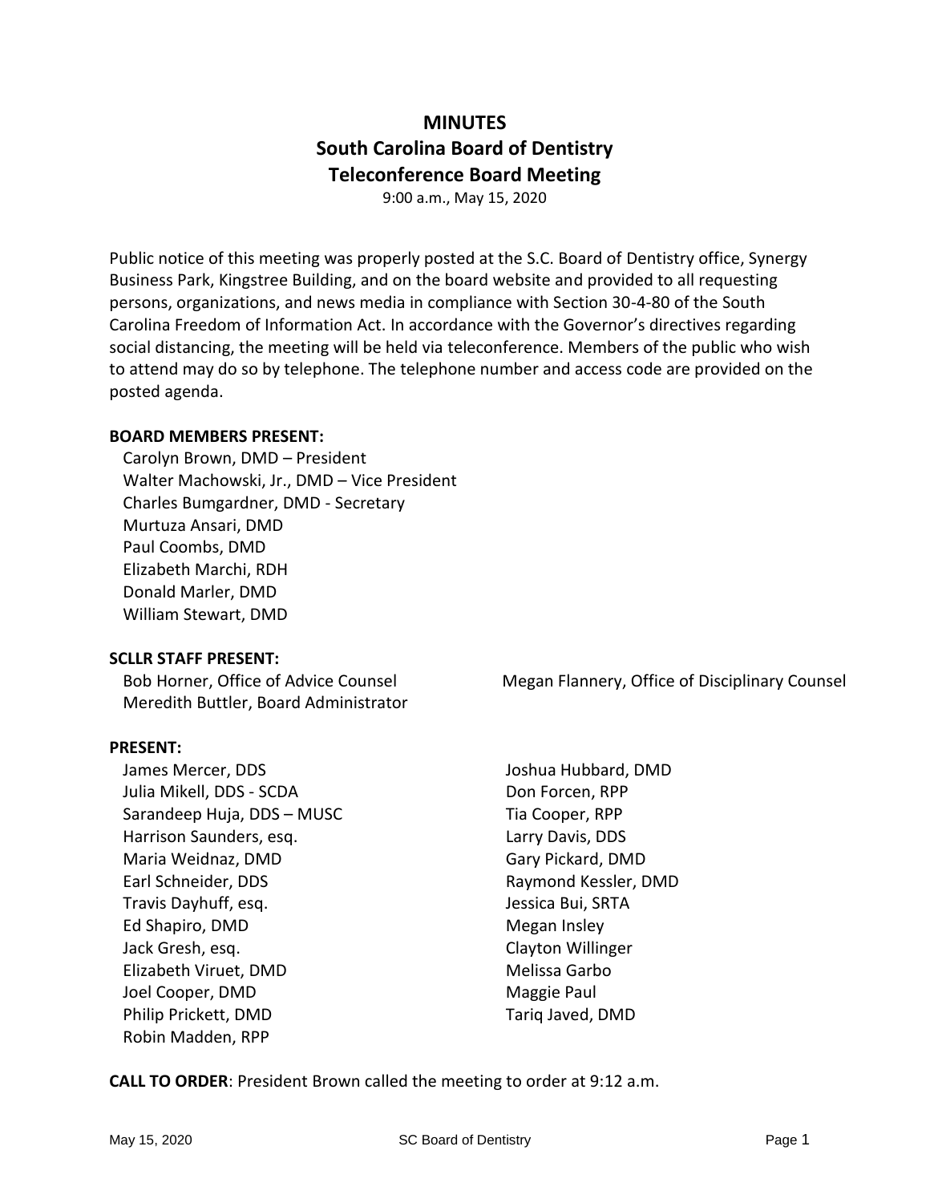# MINUTES
## South Carolina Board of Dentistry
## Teleconference Board Meeting

9:00 a.m., May 15, 2020

Public notice of this meeting was properly posted at the S.C. Board of Dentistry office, Synergy Business Park, Kingstree Building, and on the board website and provided to all requesting persons, organizations, and news media in compliance with Section 30-4-80 of the South Carolina Freedom of Information Act. In accordance with the Governor's directives regarding social distancing, the meeting will be held via teleconference. Members of the public who wish to attend may do so by telephone. The telephone number and access code are provided on the posted agenda.

**BOARD MEMBERS PRESENT:**

Carolyn Brown, DMD – President
Walter Machowski, Jr., DMD – Vice President
Charles Bumgardner, DMD - Secretary
Murtuza Ansari, DMD
Paul Coombs, DMD
Elizabeth Marchi, RDH
Donald Marler, DMD
William Stewart, DMD

**SCLLR STAFF PRESENT:**

Bob Horner, Office of Advice Counsel
Meredith Buttler, Board Administrator
Megan Flannery, Office of Disciplinary Counsel

**PRESENT:**

James Mercer, DDS
Julia Mikell, DDS - SCDA
Sarandeep Huja, DDS – MUSC
Harrison Saunders, esq.
Maria Weidnaz, DMD
Earl Schneider, DDS
Travis Dayhuff, esq.
Ed Shapiro, DMD
Jack Gresh, esq.
Elizabeth Viruet, DMD
Joel Cooper, DMD
Philip Prickett, DMD
Robin Madden, RPP
Joshua Hubbard, DMD
Don Forcen, RPP
Tia Cooper, RPP
Larry Davis, DDS
Gary Pickard, DMD
Raymond Kessler, DMD
Jessica Bui, SRTA
Megan Insley
Clayton Willinger
Melissa Garbo
Maggie Paul
Tariq Javed, DMD

**CALL TO ORDER**: President Brown called the meeting to order at 9:12 a.m.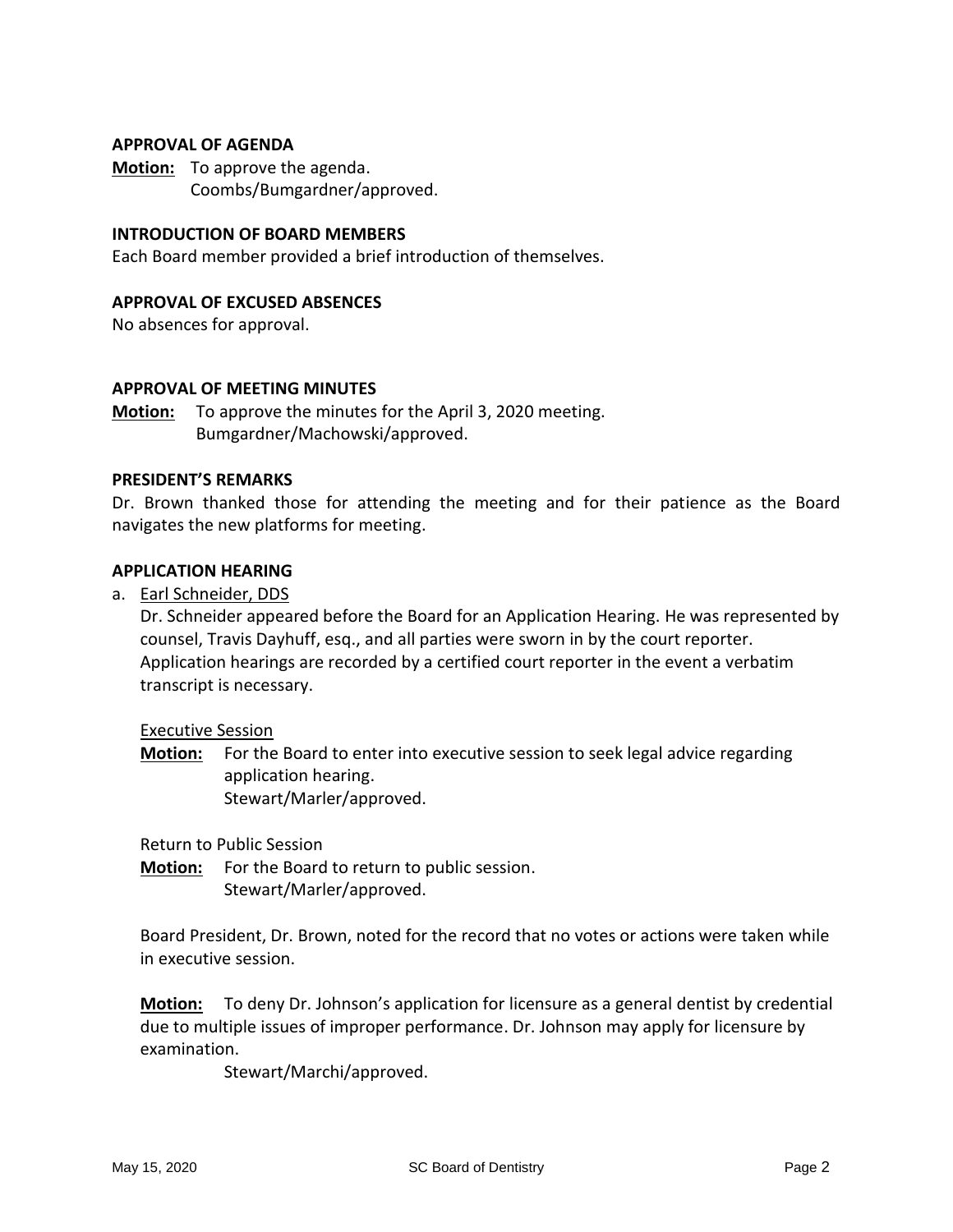### APPROVAL OF AGENDA

**Motion:** To approve the agenda.
Coombs/Bumgardner/approved.

### INTRODUCTION OF BOARD MEMBERS

Each Board member provided a brief introduction of themselves.

### APPROVAL OF EXCUSED ABSENCES

No absences for approval.

### APPROVAL OF MEETING MINUTES

**Motion:** To approve the minutes for the April 3, 2020 meeting.
Bumgardner/Machowski/approved.

### PRESIDENT'S REMARKS

Dr. Brown thanked those for attending the meeting and for their patience as the Board navigates the new platforms for meeting.

### APPLICATION HEARING

a. Earl Schneider, DDS

Dr. Schneider appeared before the Board for an Application Hearing. He was represented by counsel, Travis Dayhuff, esq., and all parties were sworn in by the court reporter. Application hearings are recorded by a certified court reporter in the event a verbatim transcript is necessary.

Executive Session

**Motion:** For the Board to enter into executive session to seek legal advice regarding application hearing.
Stewart/Marler/approved.

Return to Public Session

**Motion:** For the Board to return to public session.
Stewart/Marler/approved.

Board President, Dr. Brown, noted for the record that no votes or actions were taken while in executive session.

**Motion:** To deny Dr. Johnson's application for licensure as a general dentist by credential due to multiple issues of improper performance. Dr. Johnson may apply for licensure by examination.
Stewart/Marchi/approved.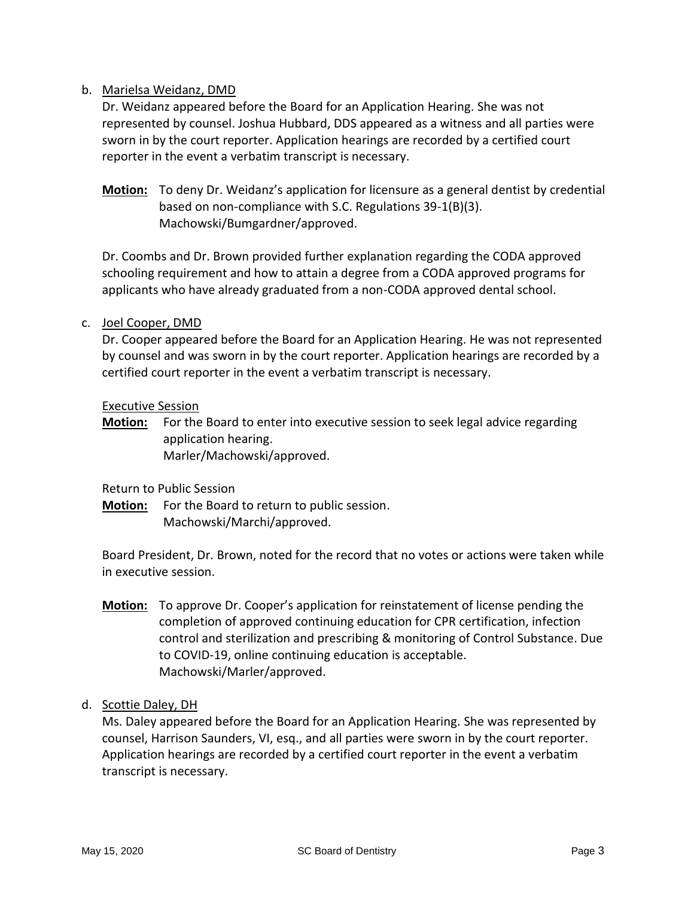b. Marielsa Weidanz, DMD

Dr. Weidanz appeared before the Board for an Application Hearing. She was not represented by counsel. Joshua Hubbard, DDS appeared as a witness and all parties were sworn in by the court reporter. Application hearings are recorded by a certified court reporter in the event a verbatim transcript is necessary.

**Motion:** To deny Dr. Weidanz's application for licensure as a general dentist by credential based on non-compliance with S.C. Regulations 39-1(B)(3).
Machowski/Bumgardner/approved.

Dr. Coombs and Dr. Brown provided further explanation regarding the CODA approved schooling requirement and how to attain a degree from a CODA approved programs for applicants who have already graduated from a non-CODA approved dental school.

c. Joel Cooper, DMD

Dr. Cooper appeared before the Board for an Application Hearing. He was not represented by counsel and was sworn in by the court reporter. Application hearings are recorded by a certified court reporter in the event a verbatim transcript is necessary.

Executive Session

**Motion:** For the Board to enter into executive session to seek legal advice regarding application hearing.
Marler/Machowski/approved.

Return to Public Session

**Motion:** For the Board to return to public session.
Machowski/Marchi/approved.

Board President, Dr. Brown, noted for the record that no votes or actions were taken while in executive session.

**Motion:** To approve Dr. Cooper's application for reinstatement of license pending the completion of approved continuing education for CPR certification, infection control and sterilization and prescribing & monitoring of Control Substance. Due to COVID-19, online continuing education is acceptable.
Machowski/Marler/approved.

d. Scottie Daley, DH

Ms. Daley appeared before the Board for an Application Hearing. She was represented by counsel, Harrison Saunders, VI, esq., and all parties were sworn in by the court reporter. Application hearings are recorded by a certified court reporter in the event a verbatim transcript is necessary.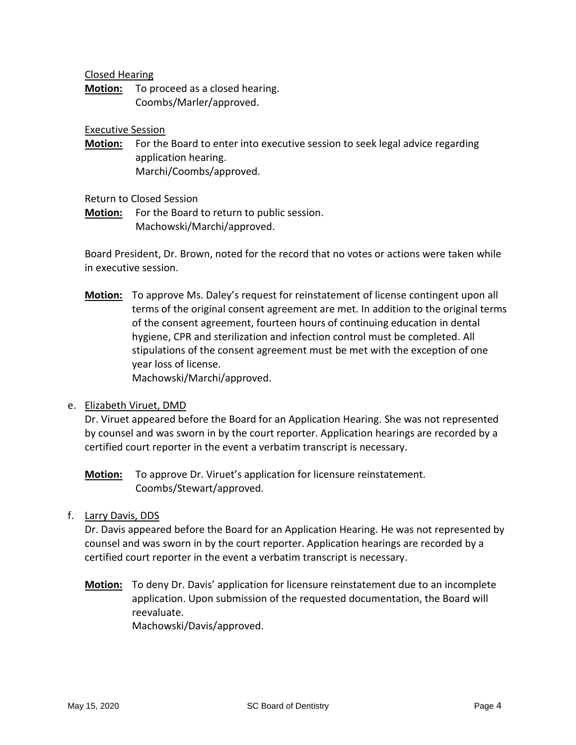Closed Hearing

**Motion:** To proceed as a closed hearing.
Coombs/Marler/approved.

Executive Session

**Motion:** For the Board to enter into executive session to seek legal advice regarding application hearing.
Marchi/Coombs/approved.

Return to Closed Session

**Motion:** For the Board to return to public session.
Machowski/Marchi/approved.

Board President, Dr. Brown, noted for the record that no votes or actions were taken while in executive session.

**Motion:** To approve Ms. Daley's request for reinstatement of license contingent upon all terms of the original consent agreement are met. In addition to the original terms of the consent agreement, fourteen hours of continuing education in dental hygiene, CPR and sterilization and infection control must be completed. All stipulations of the consent agreement must be met with the exception of one year loss of license.
Machowski/Marchi/approved.

e. Elizabeth Viruet, DMD

Dr. Viruet appeared before the Board for an Application Hearing. She was not represented by counsel and was sworn in by the court reporter. Application hearings are recorded by a certified court reporter in the event a verbatim transcript is necessary.

**Motion:** To approve Dr. Viruet's application for licensure reinstatement.
Coombs/Stewart/approved.

f. Larry Davis, DDS

Dr. Davis appeared before the Board for an Application Hearing. He was not represented by counsel and was sworn in by the court reporter. Application hearings are recorded by a certified court reporter in the event a verbatim transcript is necessary.

**Motion:** To deny Dr. Davis' application for licensure reinstatement due to an incomplete application. Upon submission of the requested documentation, the Board will reevaluate.
Machowski/Davis/approved.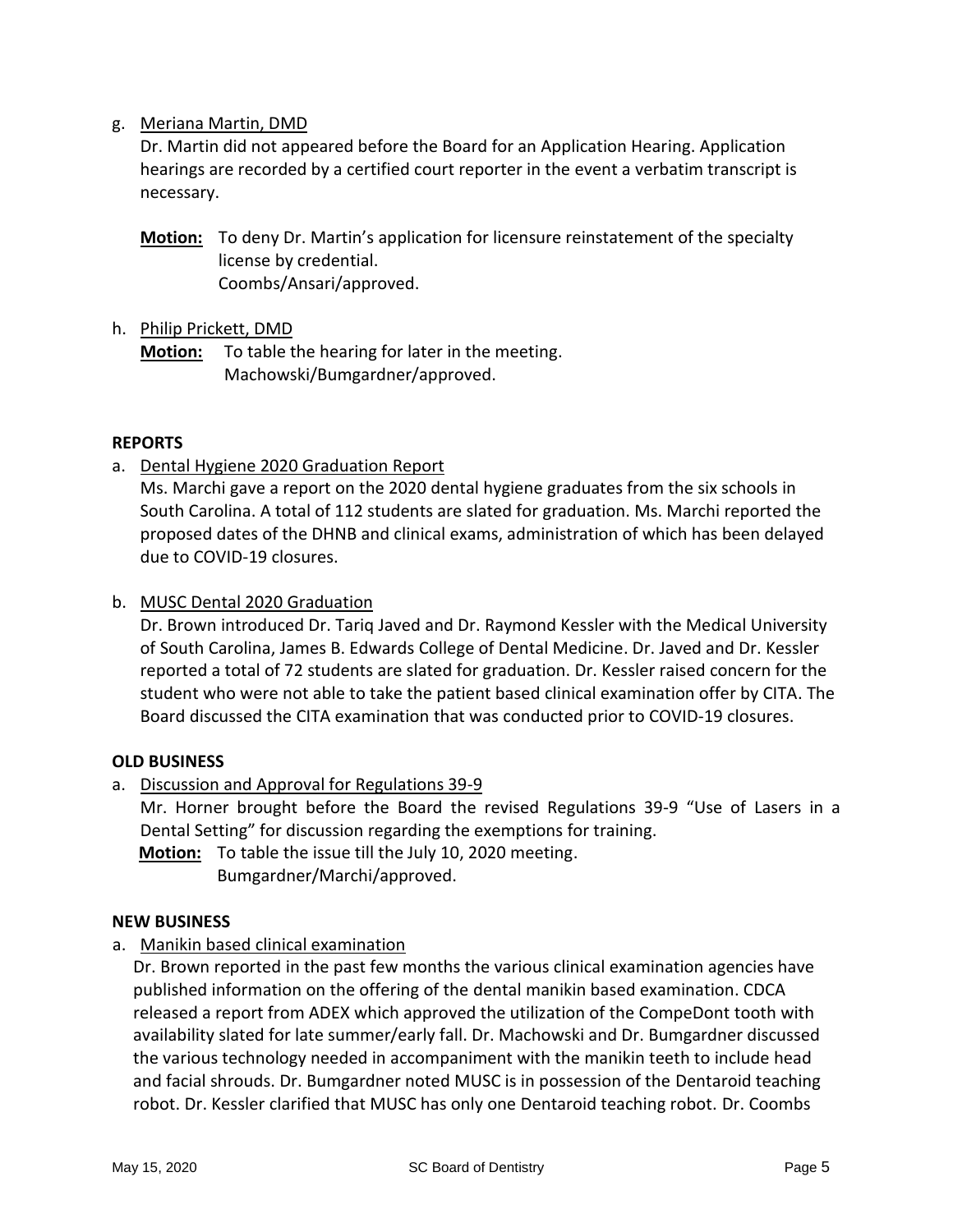g. Meriana Martin, DMD

Dr. Martin did not appeared before the Board for an Application Hearing. Application hearings are recorded by a certified court reporter in the event a verbatim transcript is necessary.

**Motion:** To deny Dr. Martin's application for licensure reinstatement of the specialty license by credential.
Coombs/Ansari/approved.

h. Philip Prickett, DMD

**Motion:** To table the hearing for later in the meeting.
Machowski/Bumgardner/approved.

**REPORTS**

a. Dental Hygiene 2020 Graduation Report

Ms. Marchi gave a report on the 2020 dental hygiene graduates from the six schools in South Carolina. A total of 112 students are slated for graduation. Ms. Marchi reported the proposed dates of the DHNB and clinical exams, administration of which has been delayed due to COVID-19 closures.

b. MUSC Dental 2020 Graduation

Dr. Brown introduced Dr. Tariq Javed and Dr. Raymond Kessler with the Medical University of South Carolina, James B. Edwards College of Dental Medicine. Dr. Javed and Dr. Kessler reported a total of 72 students are slated for graduation. Dr. Kessler raised concern for the student who were not able to take the patient based clinical examination offer by CITA. The Board discussed the CITA examination that was conducted prior to COVID-19 closures.

**OLD BUSINESS**

a. Discussion and Approval for Regulations 39-9

Mr. Horner brought before the Board the revised Regulations 39-9 "Use of Lasers in a Dental Setting" for discussion regarding the exemptions for training.

**Motion:** To table the issue till the July 10, 2020 meeting.
Bumgardner/Marchi/approved.

**NEW BUSINESS**

a. Manikin based clinical examination

Dr. Brown reported in the past few months the various clinical examination agencies have published information on the offering of the dental manikin based examination. CDCA released a report from ADEX which approved the utilization of the CompeDont tooth with availability slated for late summer/early fall. Dr. Machowski and Dr. Bumgardner discussed the various technology needed in accompaniment with the manikin teeth to include head and facial shrouds. Dr. Bumgardner noted MUSC is in possession of the Dentaroid teaching robot. Dr. Kessler clarified that MUSC has only one Dentaroid teaching robot. Dr. Coombs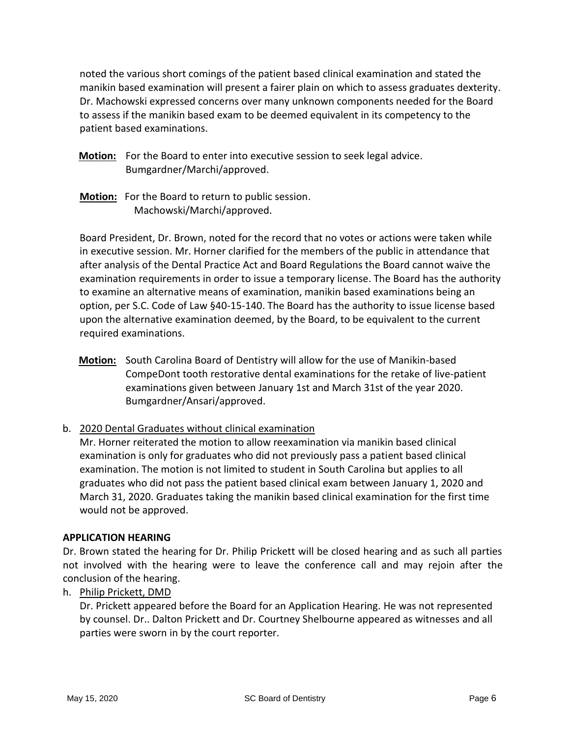noted the various short comings of the patient based clinical examination and stated the manikin based examination will present a fairer plain on which to assess graduates dexterity. Dr. Machowski expressed concerns over many unknown components needed for the Board to assess if the manikin based exam to be deemed equivalent in its competency to the patient based examinations.

**Motion:** For the Board to enter into executive session to seek legal advice. Bumgardner/Marchi/approved.

**Motion:** For the Board to return to public session. Machowski/Marchi/approved.

Board President, Dr. Brown, noted for the record that no votes or actions were taken while in executive session. Mr. Horner clarified for the members of the public in attendance that after analysis of the Dental Practice Act and Board Regulations the Board cannot waive the examination requirements in order to issue a temporary license. The Board has the authority to examine an alternative means of examination, manikin based examinations being an option, per S.C. Code of Law §40-15-140. The Board has the authority to issue license based upon the alternative examination deemed, by the Board, to be equivalent to the current required examinations.

**Motion:** South Carolina Board of Dentistry will allow for the use of Manikin-based CompeDont tooth restorative dental examinations for the retake of live-patient examinations given between January 1st and March 31st of the year 2020. Bumgardner/Ansari/approved.

b. 2020 Dental Graduates without clinical examination

Mr. Horner reiterated the motion to allow reexamination via manikin based clinical examination is only for graduates who did not previously pass a patient based clinical examination. The motion is not limited to student in South Carolina but applies to all graduates who did not pass the patient based clinical exam between January 1, 2020 and March 31, 2020. Graduates taking the manikin based clinical examination for the first time would not be approved.

**APPLICATION HEARING**

Dr. Brown stated the hearing for Dr. Philip Prickett will be closed hearing and as such all parties not involved with the hearing were to leave the conference call and may rejoin after the conclusion of the hearing.

h. Philip Prickett, DMD

Dr. Prickett appeared before the Board for an Application Hearing. He was not represented by counsel. Dr.. Dalton Prickett and Dr. Courtney Shelbourne appeared as witnesses and all parties were sworn in by the court reporter.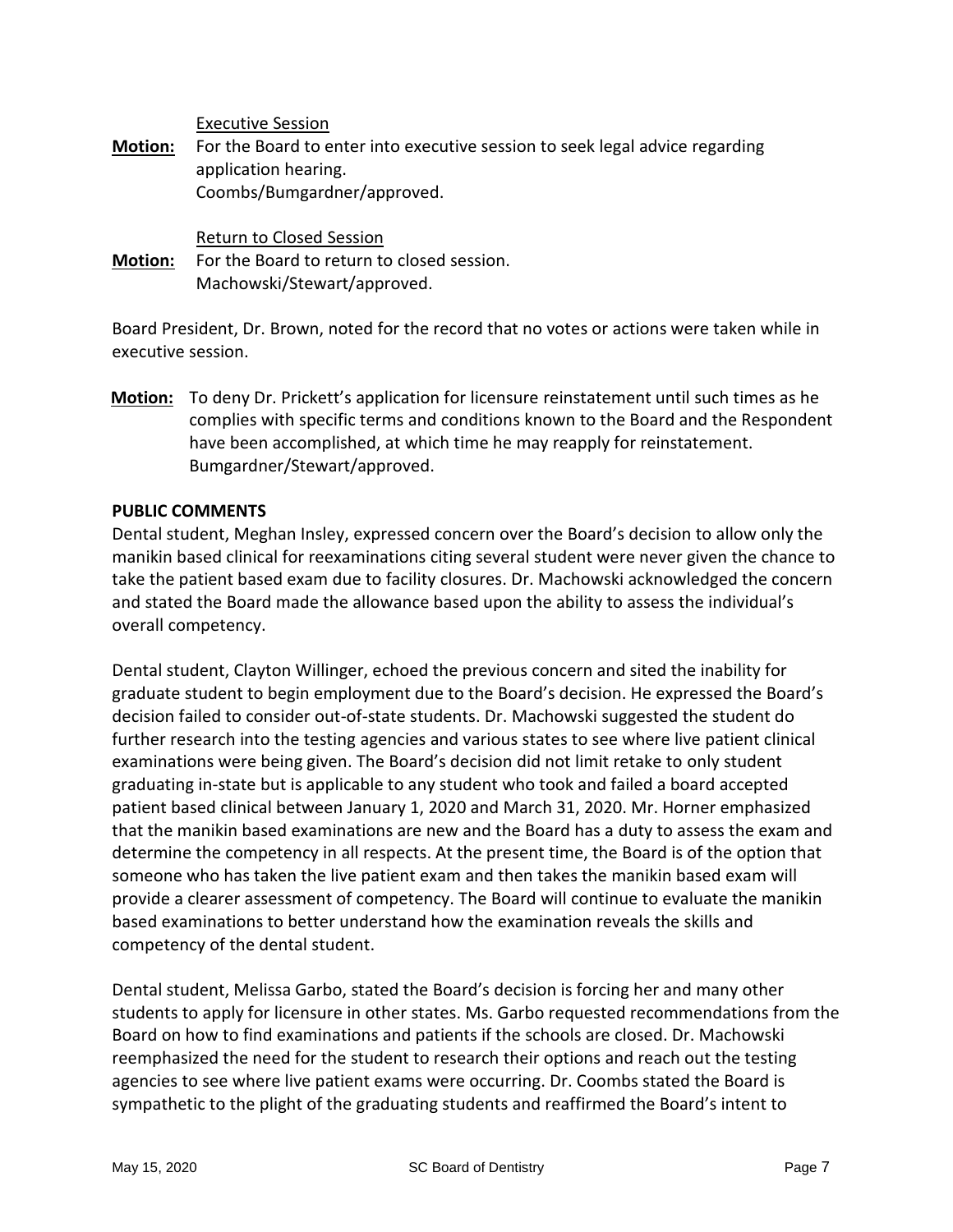Executive Session

**Motion:** For the Board to enter into executive session to seek legal advice regarding application hearing.
Coombs/Bumgardner/approved.

Return to Closed Session

**Motion:** For the Board to return to closed session.
Machowski/Stewart/approved.

Board President, Dr. Brown, noted for the record that no votes or actions were taken while in executive session.

**Motion:** To deny Dr. Prickett's application for licensure reinstatement until such times as he complies with specific terms and conditions known to the Board and the Respondent have been accomplished, at which time he may reapply for reinstatement.
Bumgardner/Stewart/approved.

**PUBLIC COMMENTS**

Dental student, Meghan Insley, expressed concern over the Board's decision to allow only the manikin based clinical for reexaminations citing several student were never given the chance to take the patient based exam due to facility closures. Dr. Machowski acknowledged the concern and stated the Board made the allowance based upon the ability to assess the individual's overall competency.

Dental student, Clayton Willinger, echoed the previous concern and sited the inability for graduate student to begin employment due to the Board's decision. He expressed the Board's decision failed to consider out-of-state students. Dr. Machowski suggested the student do further research into the testing agencies and various states to see where live patient clinical examinations were being given. The Board's decision did not limit retake to only student graduating in-state but is applicable to any student who took and failed a board accepted patient based clinical between January 1, 2020 and March 31, 2020. Mr. Horner emphasized that the manikin based examinations are new and the Board has a duty to assess the exam and determine the competency in all respects. At the present time, the Board is of the option that someone who has taken the live patient exam and then takes the manikin based exam will provide a clearer assessment of competency. The Board will continue to evaluate the manikin based examinations to better understand how the examination reveals the skills and competency of the dental student.

Dental student, Melissa Garbo, stated the Board's decision is forcing her and many other students to apply for licensure in other states. Ms. Garbo requested recommendations from the Board on how to find examinations and patients if the schools are closed. Dr. Machowski reemphasized the need for the student to research their options and reach out the testing agencies to see where live patient exams were occurring. Dr. Coombs stated the Board is sympathetic to the plight of the graduating students and reaffirmed the Board's intent to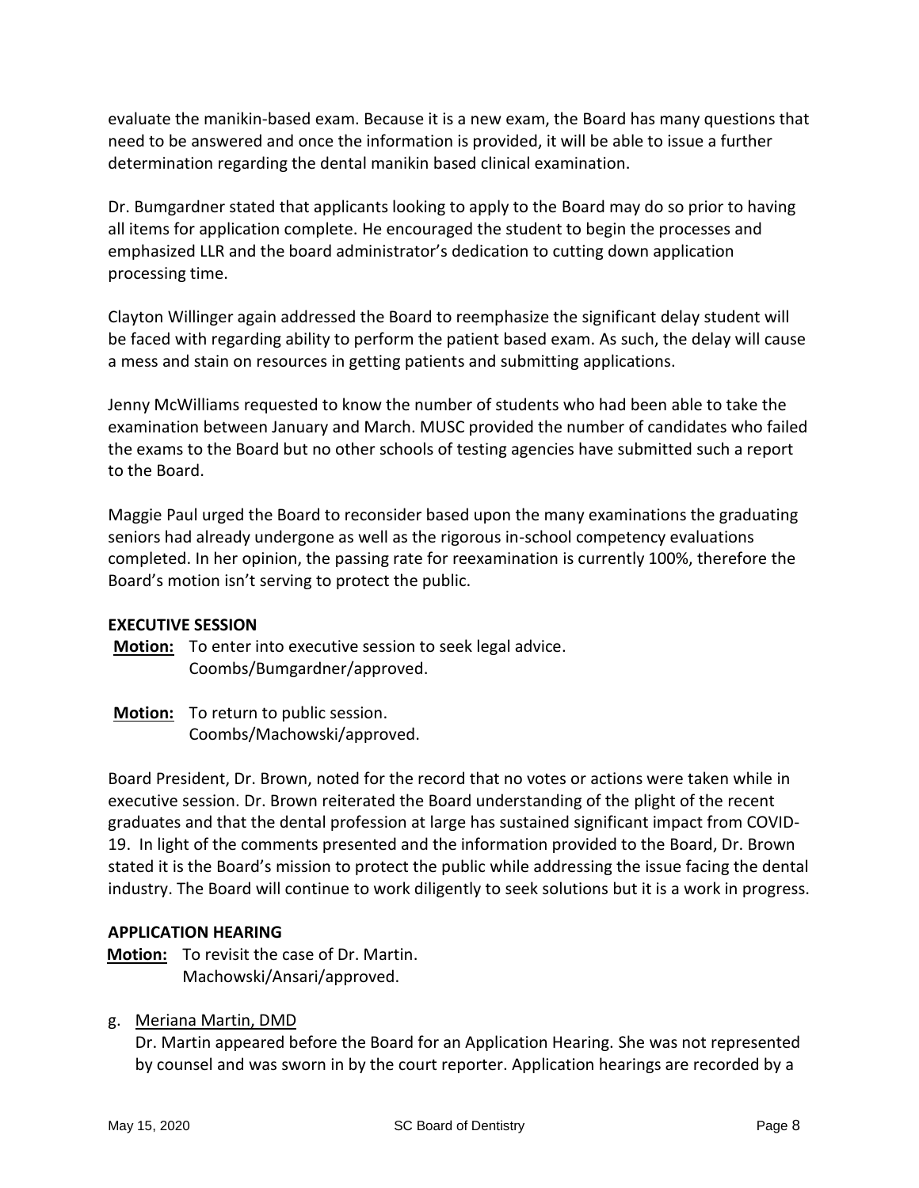evaluate the manikin-based exam. Because it is a new exam, the Board has many questions that need to be answered and once the information is provided, it will be able to issue a further determination regarding the dental manikin based clinical examination.

Dr. Bumgardner stated that applicants looking to apply to the Board may do so prior to having all items for application complete. He encouraged the student to begin the processes and emphasized LLR and the board administrator's dedication to cutting down application processing time.

Clayton Willinger again addressed the Board to reemphasize the significant delay student will be faced with regarding ability to perform the patient based exam. As such, the delay will cause a mess and stain on resources in getting patients and submitting applications.

Jenny McWilliams requested to know the number of students who had been able to take the examination between January and March. MUSC provided the number of candidates who failed the exams to the Board but no other schools of testing agencies have submitted such a report to the Board.

Maggie Paul urged the Board to reconsider based upon the many examinations the graduating seniors had already undergone as well as the rigorous in-school competency evaluations completed. In her opinion, the passing rate for reexamination is currently 100%, therefore the Board's motion isn't serving to protect the public.

**EXECUTIVE SESSION**

**Motion:** To enter into executive session to seek legal advice.
Coombs/Bumgardner/approved.

**Motion:** To return to public session.
Coombs/Machowski/approved.

Board President, Dr. Brown, noted for the record that no votes or actions were taken while in executive session. Dr. Brown reiterated the Board understanding of the plight of the recent graduates and that the dental profession at large has sustained significant impact from COVID-19. In light of the comments presented and the information provided to the Board, Dr. Brown stated it is the Board's mission to protect the public while addressing the issue facing the dental industry. The Board will continue to work diligently to seek solutions but it is a work in progress.

**APPLICATION HEARING**

**Motion:** To revisit the case of Dr. Martin.
Machowski/Ansari/approved.

g. Meriana Martin, DMD

Dr. Martin appeared before the Board for an Application Hearing. She was not represented by counsel and was sworn in by the court reporter. Application hearings are recorded by a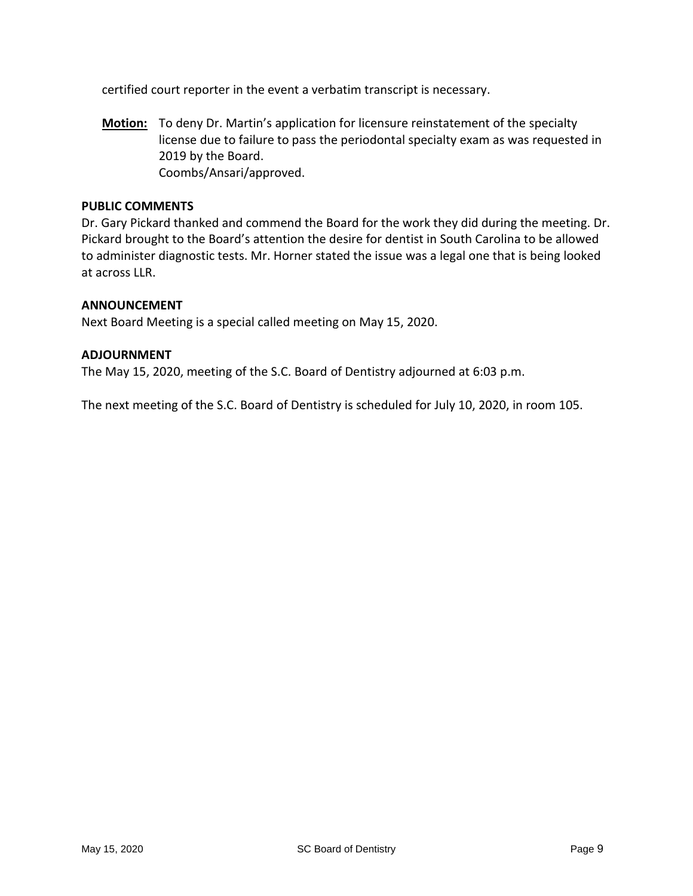certified court reporter in the event a verbatim transcript is necessary.

**Motion:** To deny Dr. Martin's application for licensure reinstatement of the specialty license due to failure to pass the periodontal specialty exam as was requested in 2019 by the Board.
Coombs/Ansari/approved.

**PUBLIC COMMENTS**

Dr. Gary Pickard thanked and commend the Board for the work they did during the meeting. Dr. Pickard brought to the Board's attention the desire for dentist in South Carolina to be allowed to administer diagnostic tests. Mr. Horner stated the issue was a legal one that is being looked at across LLR.

**ANNOUNCEMENT**

Next Board Meeting is a special called meeting on May 15, 2020.

**ADJOURNMENT**

The May 15, 2020, meeting of the S.C. Board of Dentistry adjourned at 6:03 p.m.

The next meeting of the S.C. Board of Dentistry is scheduled for July 10, 2020, in room 105.